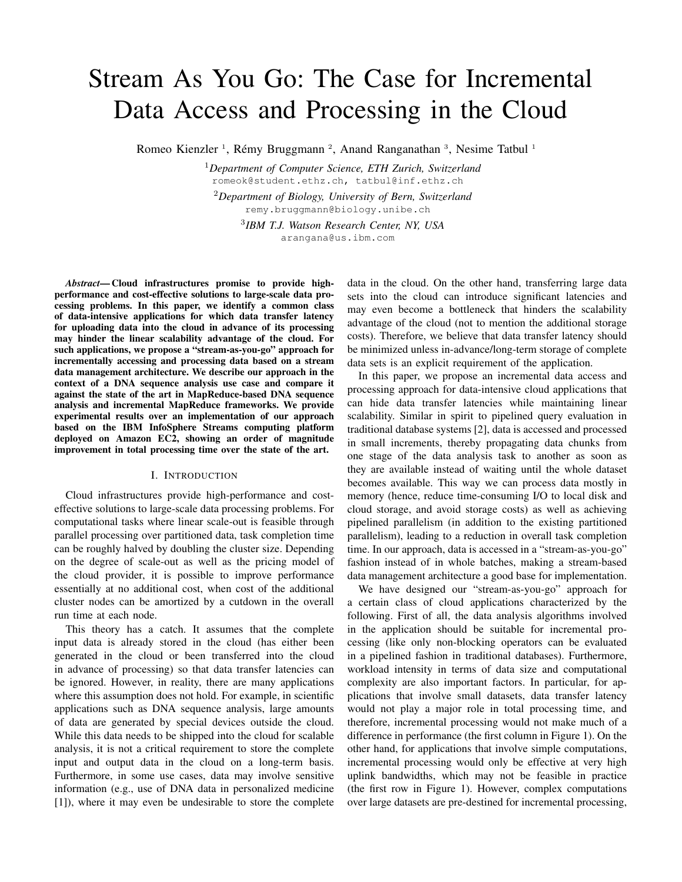# Stream As You Go: The Case for Incremental Data Access and Processing in the Cloud

Romeo Kienzler [1], Rémy Bruggmann [2], Anand Ranganathan [3], Nesime Tatbul [1]

[1]*Department of Computer Science, ETH Zurich, Switzerland*
romeok@student.ethz.ch, tatbul@inf.ethz.ch

[2]*Department of Biology, University of Bern, Switzerland*
remy.bruggmann@biology.unibe.ch

[3]*IBM T.J. Watson Research Center, NY, USA*
arangana@us.ibm.com

***Abstract*— Cloud infrastructures promise to provide high-performance and cost-effective solutions to large-scale data processing problems. In this paper, we identify a common class of data-intensive applications for which data transfer latency for uploading data into the cloud in advance of its processing may hinder the linear scalability advantage of the cloud. For such applications, we propose a "stream-as-you-go" approach for incrementally accessing and processing data based on a stream data management architecture. We describe our approach in the context of a DNA sequence analysis use case and compare it against the state of the art in MapReduce-based DNA sequence analysis and incremental MapReduce frameworks. We provide experimental results over an implementation of our approach based on the IBM InfoSphere Streams computing platform deployed on Amazon EC2, showing an order of magnitude improvement in total processing time over the state of the art.**

## I. Introduction

Cloud infrastructures provide high-performance and cost-effective solutions to large-scale data processing problems. For computational tasks where linear scale-out is feasible through parallel processing over partitioned data, task completion time can be roughly halved by doubling the cluster size. Depending on the degree of scale-out as well as the pricing model of the cloud provider, it is possible to improve performance essentially at no additional cost, when cost of the additional cluster nodes can be amortized by a cutdown in the overall run time at each node.

This theory has a catch. It assumes that the complete input data is already stored in the cloud (has either been generated in the cloud or been transferred into the cloud in advance of processing) so that data transfer latencies can be ignored. However, in reality, there are many applications where this assumption does not hold. For example, in scientific applications such as DNA sequence analysis, large amounts of data are generated by special devices outside the cloud. While this data needs to be shipped into the cloud for scalable analysis, it is not a critical requirement to store the complete input and output data in the cloud on a long-term basis. Furthermore, in some use cases, data may involve sensitive information (e.g., use of DNA data in personalized medicine [1]), where it may even be undesirable to store the complete data in the cloud. On the other hand, transferring large data sets into the cloud can introduce significant latencies and may even become a bottleneck that hinders the scalability advantage of the cloud (not to mention the additional storage costs). Therefore, we believe that data transfer latency should be minimized unless in-advance/long-term storage of complete data sets is an explicit requirement of the application.

In this paper, we propose an incremental data access and processing approach for data-intensive cloud applications that can hide data transfer latencies while maintaining linear scalability. Similar in spirit to pipelined query evaluation in traditional database systems [2], data is accessed and processed in small increments, thereby propagating data chunks from one stage of the data analysis task to another as soon as they are available instead of waiting until the whole dataset becomes available. This way we can process data mostly in memory (hence, reduce time-consuming I/O to local disk and cloud storage, and avoid storage costs) as well as achieving pipelined parallelism (in addition to the existing partitioned parallelism), leading to a reduction in overall task completion time. In our approach, data is accessed in a "stream-as-you-go" fashion instead of in whole batches, making a stream-based data management architecture a good base for implementation.

We have designed our "stream-as-you-go" approach for a certain class of cloud applications characterized by the following. First of all, the data analysis algorithms involved in the application should be suitable for incremental processing (like only non-blocking operators can be evaluated in a pipelined fashion in traditional databases). Furthermore, workload intensity in terms of data size and computational complexity are also important factors. In particular, for applications that involve small datasets, data transfer latency would not play a major role in total processing time, and therefore, incremental processing would not make much of a difference in performance (the first column in Figure 1). On the other hand, for applications that involve simple computations, incremental processing would only be effective at very high uplink bandwidths, which may not be feasible in practice (the first row in Figure 1). However, complex computations over large datasets are pre-destined for incremental processing,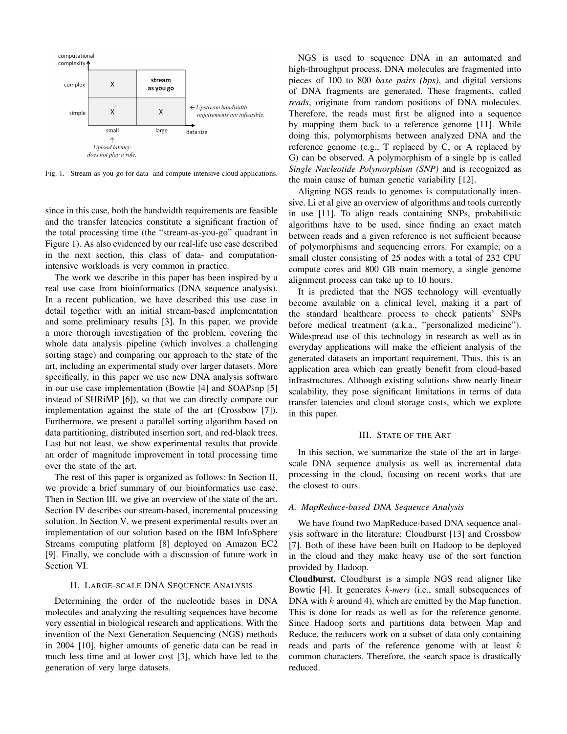Fig. 1. Stream-as-you-go for data- and compute-intensive cloud applications.

since in this case, both the bandwidth requirements are feasible and the transfer latencies constitute a significant fraction of the total processing time (the "stream-as-you-go" quadrant in Figure 1). As also evidenced by our real-life use case described in the next section, this class of data- and computation-intensive workloads is very common in practice.

The work we describe in this paper has been inspired by a real use case from bioinformatics (DNA sequence analysis). In a recent publication, we have described this use case in detail together with an initial stream-based implementation and some preliminary results [3]. In this paper, we provide a more thorough investigation of the problem, covering the whole data analysis pipeline (which involves a challenging sorting stage) and comparing our approach to the state of the art, including an experimental study over larger datasets. More specifically, in this paper we use new DNA analysis software in our use case implementation (Bowtie [4] and SOAPsnp [5] instead of SHRiMP [6]), so that we can directly compare our implementation against the state of the art (Crossbow [7]). Furthermore, we present a parallel sorting algorithm based on data partitioning, distributed insertion sort, and red-black trees. Last but not least, we show experimental results that provide an order of magnitude improvement in total processing time over the state of the art.

The rest of this paper is organized as follows: In Section II, we provide a brief summary of our bioinformatics use case. Then in Section III, we give an overview of the state of the art. Section IV describes our stream-based, incremental processing solution. In Section V, we present experimental results over an implementation of our solution based on the IBM InfoSphere Streams computing platform [8] deployed on Amazon EC2 [9]. Finally, we conclude with a discussion of future work in Section VI.

## II. Large-scale DNA Sequence Analysis

Determining the order of the nucleotide bases in DNA molecules and analyzing the resulting sequences have become very essential in biological research and applications. With the invention of the Next Generation Sequencing (NGS) methods in 2004 [10], higher amounts of genetic data can be read in much less time and at lower cost [3], which have led to the generation of very large datasets.

NGS is used to sequence DNA in an automated and high-throughput process. DNA molecules are fragmented into pieces of 100 to 800 *base pairs (bps)*, and digital versions of DNA fragments are generated. These fragments, called *reads*, originate from random positions of DNA molecules. Therefore, the reads must first be aligned into a sequence by mapping them back to a reference genome [11]. While doing this, polymorphisms between analyzed DNA and the reference genome (e.g., T replaced by C, or A replaced by G) can be observed. A polymorphism of a single bp is called *Single Nucleotide Polymorphism (SNP)* and is recognized as the main cause of human genetic variability [12].

Aligning NGS reads to genomes is computationally intensive. Li et al give an overview of algorithms and tools currently in use [11]. To align reads containing SNPs, probabilistic algorithms have to be used, since finding an exact match between reads and a given reference is not sufficient because of polymorphisms and sequencing errors. For example, on a small cluster consisting of 25 nodes with a total of 232 CPU compute cores and 800 GB main memory, a single genome alignment process can take up to 10 hours.

It is predicted that the NGS technology will eventually become available on a clinical level, making it a part of the standard healthcare process to check patients' SNPs before medical treatment (a.k.a., "personalized medicine"). Widespread use of this technology in research as well as in everyday applications will make the efficient analysis of the generated datasets an important requirement. Thus, this is an application area which can greatly benefit from cloud-based infrastructures. Although existing solutions show nearly linear scalability, they pose significant limitations in terms of data transfer latencies and cloud storage costs, which we explore in this paper.

## III. State of the Art

In this section, we summarize the state of the art in large-scale DNA sequence analysis as well as incremental data processing in the cloud, focusing on recent works that are the closest to ours.

### A. MapReduce-based DNA Sequence Analysis

We have found two MapReduce-based DNA sequence analysis software in the literature: Cloudburst [13] and Crossbow [7]. Both of these have been built on Hadoop to be deployed in the cloud and they make heavy use of the sort function provided by Hadoop.

**Cloudburst.** Cloudburst is a simple NGS read aligner like Bowtie [4]. It generates *k-mers* (i.e., small subsequences of DNA with $k$ around 4), which are emitted by the Map function. This is done for reads as well as for the reference genome. Since Hadoop sorts and partitions data between Map and Reduce, the reducers work on a subset of data only containing reads and parts of the reference genome with at least $k$ common characters. Therefore, the search space is drastically reduced.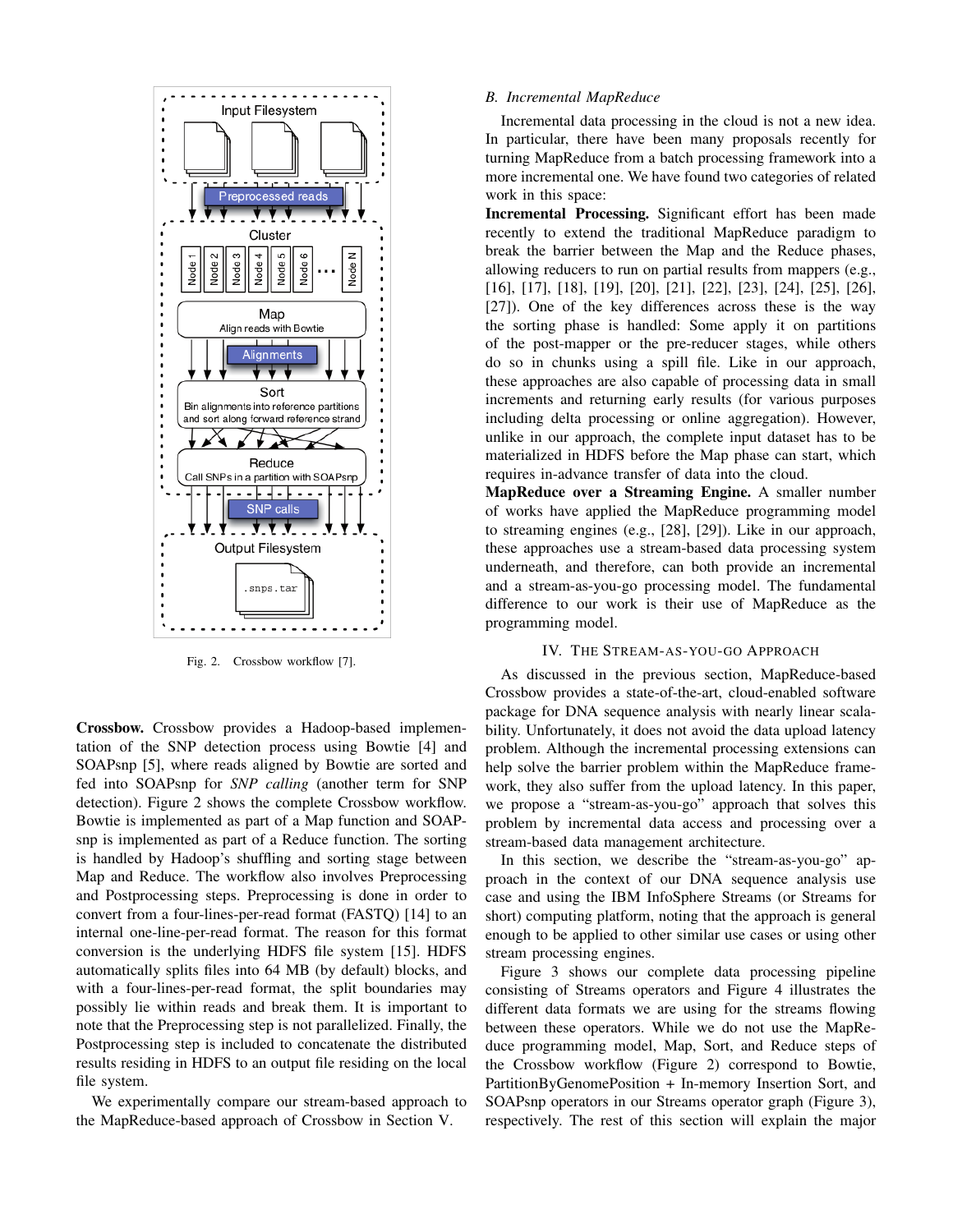Input Filesystem

Preprocessed reads

Cluster

Node 1 Node 2 Node 3 Node 4 Node 5 Node 6 ... Node N

Map
Align reads with Bowtie

Alignments

Sort
Bin alignments into reference partitions and sort along forward reference strand

Reduce
Call SNPs in a partition with SOAPsnp

SNP calls

Output Filesystem

.snps.tar

Fig. 2. Crossbow workflow [7].

**Crossbow.** Crossbow provides a Hadoop-based implementation of the SNP detection process using Bowtie [4] and SOAPsnp [5], where reads aligned by Bowtie are sorted and fed into SOAPsnp for *SNP calling* (another term for SNP detection). Figure 2 shows the complete Crossbow workflow. Bowtie is implemented as part of a Map function and SOAPsnp is implemented as part of a Reduce function. The sorting is handled by Hadoop's shuffling and sorting stage between Map and Reduce. The workflow also involves Preprocessing and Postprocessing steps. Preprocessing is done in order to convert from a four-lines-per-read format (FASTQ) [14] to an internal one-line-per-read format. The reason for this format conversion is the underlying HDFS file system [15]. HDFS automatically splits files into 64 MB (by default) blocks, and with a four-lines-per-read format, the split boundaries may possibly lie within reads and break them. It is important to note that the Preprocessing step is not parallelized. Finally, the Postprocessing step is included to concatenate the distributed results residing in HDFS to an output file residing on the local file system.

We experimentally compare our stream-based approach to the MapReduce-based approach of Crossbow in Section V.

### B. Incremental MapReduce

Incremental data processing in the cloud is not a new idea. In particular, there have been many proposals recently for turning MapReduce from a batch processing framework into a more incremental one. We have found two categories of related work in this space:

**Incremental Processing.** Significant effort has been made recently to extend the traditional MapReduce paradigm to break the barrier between the Map and the Reduce phases, allowing reducers to run on partial results from mappers (e.g., [16], [17], [18], [19], [20], [21], [22], [23], [24], [25], [26], [27]). One of the key differences across these is the way the sorting phase is handled: Some apply it on partitions of the post-mapper or the pre-reducer stages, while others do so in chunks using a spill file. Like in our approach, these approaches are also capable of processing data in small increments and returning early results (for various purposes including delta processing or online aggregation). However, unlike in our approach, the complete input dataset has to be materialized in HDFS before the Map phase can start, which requires in-advance transfer of data into the cloud.

**MapReduce over a Streaming Engine.** A smaller number of works have applied the MapReduce programming model to streaming engines (e.g., [28], [29]). Like in our approach, these approaches use a stream-based data processing system underneath, and therefore, can both provide an incremental and a stream-as-you-go processing model. The fundamental difference to our work is their use of MapReduce as the programming model.

## IV. The Stream-as-you-go Approach

As discussed in the previous section, MapReduce-based Crossbow provides a state-of-the-art, cloud-enabled software package for DNA sequence analysis with nearly linear scalability. Unfortunately, it does not avoid the data upload latency problem. Although the incremental processing extensions can help solve the barrier problem within the MapReduce framework, they also suffer from the upload latency. In this paper, we propose a "stream-as-you-go" approach that solves this problem by incremental data access and processing over a stream-based data management architecture.

In this section, we describe the "stream-as-you-go" approach in the context of our DNA sequence analysis use case and using the IBM InfoSphere Streams (or Streams for short) computing platform, noting that the approach is general enough to be applied to other similar use cases or using other stream processing engines.

Figure 3 shows our complete data processing pipeline consisting of Streams operators and Figure 4 illustrates the different data formats we are using for the streams flowing between these operators. While we do not use the MapReduce programming model, Map, Sort, and Reduce steps of the Crossbow workflow (Figure 2) correspond to Bowtie, PartitionByGenomePosition + In-memory Insertion Sort, and SOAPsnp operators in our Streams operator graph (Figure 3), respectively. The rest of this section will explain the major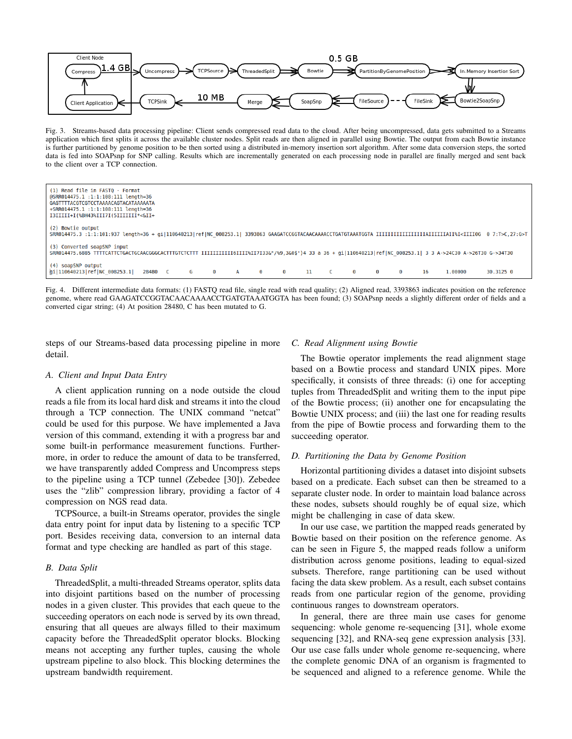Client Node

Compress

1.4 GB

Uncompress

TCPSource

ThreadedSplit

Bowtie

0.5 GB

PartitionByGenomePosition

In-Memory Insertion Sort

Client Application

TCPSink

10 MB

Merge

SoapSnp

FileSource

FileSink

Bowtie2SoapSnp

Fig. 3. Streams-based data processing pipeline: Client sends compressed read data to the cloud. After being uncompressed, data gets submitted to a Streams application which first splits it across the available cluster nodes. Split reads are then aligned in parallel using Bowtie. The output from each Bowtie instance is further partitioned by genome position to be then sorted using a distributed in-memory insertion sort algorithm. After some data conversion steps, the sorted data is fed into SOAPsnp for SNP calling. Results which are incrementally generated on each processing node in parallel are finally merged and sent back to the client over a TCP connection.

```
(1) Read file in FASTQ - Format
@SRR014475.1 :1:1:108:111 length=36
GAGTTTTACGTCGTCCTAAAACAGTACATAAAAATA
+SRR014475.1 :1:1:108:111 length=36
I3IIIII+I(%BH43%III7I(5IIIIIII*<&II+

(2) Bowtie output
SRR014475.3 :1:1:101:937 length=36 + gi|110640213|ref|NC_008253.1| 3393863 GAAGATCCGGTACAACAAAACCTGATGTAAATGGTA IIIIIIIIIIIIIIIIIAIIIIIIAII%I<IIII0G 0 7:T>C,27:G>T

(3) Converted soapSNP input
SRR014475.6885 TTTTCATTCTGACTGCAACGGGCACTTTGTCTCTTT IIIIIIIIIII6IIII%II7I33&"/%9,3&0$')4 33 a 36 + gi|110640213|ref|NC_008253.1| 3 3 A->24C30 A->26T30 G->34T30

(4) soapSNP output
gi|110640213|ref|NC_008253.1|    28480   C      G      0      A      0      0      11     C      0      0      0      16     1.00000     30.3125 0
```

Fig. 4. Different intermediate data formats: (1) FASTQ read file, single read with read quality; (2) Aligned read, 3393863 indicates position on the reference genome, where read GAAGATCCGGTACAACAAAACCTGATGTAAATGGTA has been found; (3) SOAPsnp needs a slightly different order of fields and a converted cigar string; (4) At position 28480, C has been mutated to G.

steps of our Streams-based data processing pipeline in more detail.

### A. Client and Input Data Entry

A client application running on a node outside the cloud reads a file from its local hard disk and streams it into the cloud through a TCP connection. The UNIX command "netcat" could be used for this purpose. We have implemented a Java version of this command, extending it with a progress bar and some built-in performance measurement functions. Furthermore, in order to reduce the amount of data to be transferred, we have transparently added Compress and Uncompress steps to the pipeline using a TCP tunnel (Zebedee [30]). Zebedee uses the "zlib" compression library, providing a factor of 4 compression on NGS read data.

TCPSource, a built-in Streams operator, provides the single data entry point for input data by listening to a specific TCP port. Besides receiving data, conversion to an internal data format and type checking are handled as part of this stage.

### B. Data Split

ThreadedSplit, a multi-threaded Streams operator, splits data into disjoint partitions based on the number of processing nodes in a given cluster. This provides that each queue to the succeeding operators on each node is served by its own thread, ensuring that all queues are always filled to their maximum capacity before the ThreadedSplit operator blocks. Blocking means not accepting any further tuples, causing the whole upstream pipeline to also block. This blocking determines the upstream bandwidth requirement.

### C. Read Alignment using Bowtie

The Bowtie operator implements the read alignment stage based on a Bowtie process and standard UNIX pipes. More specifically, it consists of three threads: (i) one for accepting tuples from ThreadedSplit and writing them to the input pipe of the Bowtie process; (ii) another one for encapsulating the Bowtie UNIX process; and (iii) the last one for reading results from the pipe of Bowtie process and forwarding them to the succeeding operator.

### D. Partitioning the Data by Genome Position

Horizontal partitioning divides a dataset into disjoint subsets based on a predicate. Each subset can then be streamed to a separate cluster node. In order to maintain load balance across these nodes, subsets should roughly be of equal size, which might be challenging in case of data skew.

In our use case, we partition the mapped reads generated by Bowtie based on their position on the reference genome. As can be seen in Figure 5, the mapped reads follow a uniform distribution across genome positions, leading to equal-sized subsets. Therefore, range partitioning can be used without facing the data skew problem. As a result, each subset contains reads from one particular region of the genome, providing continuous ranges to downstream operators.

In general, there are three main use cases for genome sequencing: whole genome re-sequencing [31], whole exome sequencing [32], and RNA-seq gene expression analysis [33]. Our use case falls under whole genome re-sequencing, where the complete genomic DNA of an organism is fragmented to be sequenced and aligned to a reference genome. While the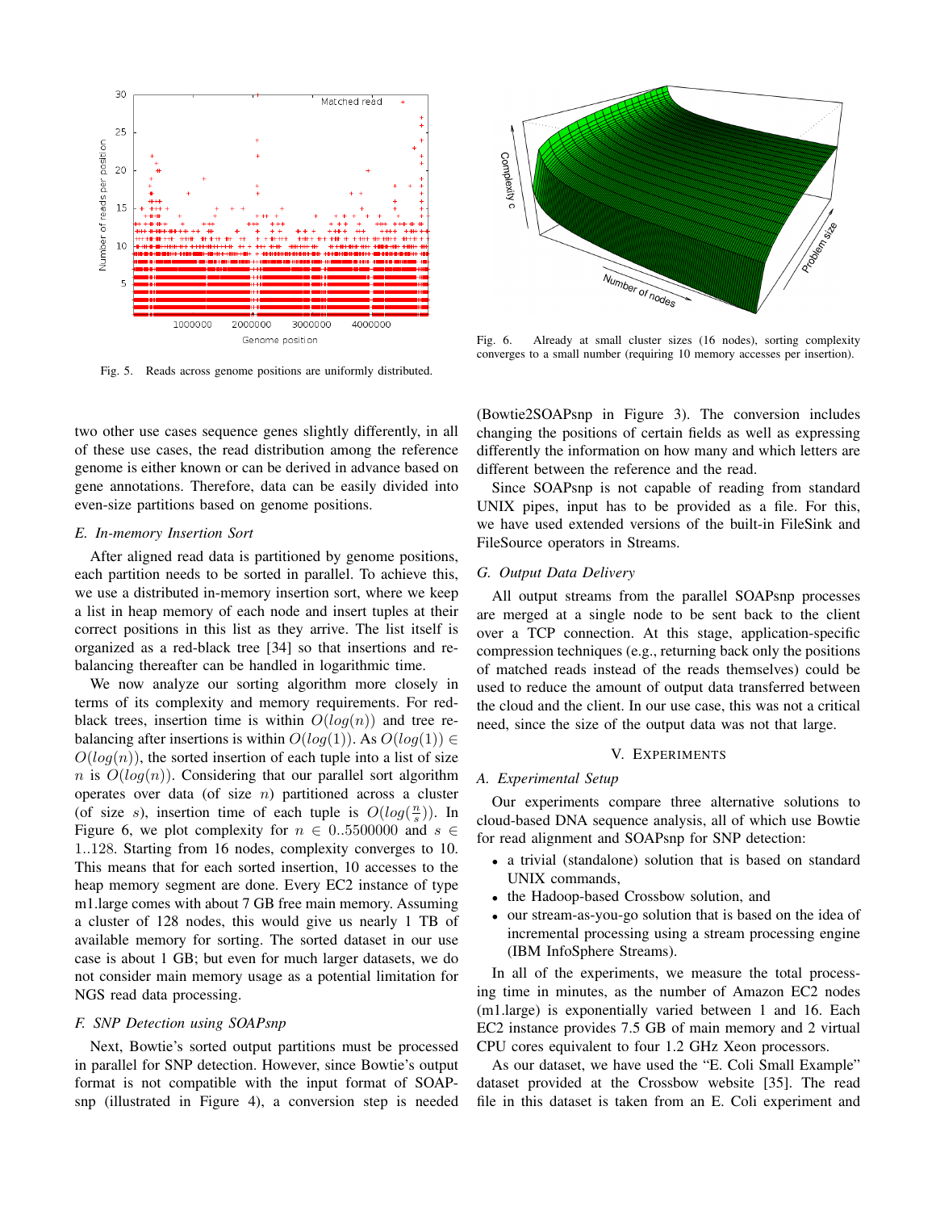Fig. 5. Reads across genome positions are uniformly distributed.

Fig. 6. Already at small cluster sizes (16 nodes), sorting complexity converges to a small number (requiring 10 memory accesses per insertion).

two other use cases sequence genes slightly differently, in all of these use cases, the read distribution among the reference genome is either known or can be derived in advance based on gene annotations. Therefore, data can be easily divided into even-size partitions based on genome positions.

### *E. In-memory Insertion Sort*

After aligned read data is partitioned by genome positions, each partition needs to be sorted in parallel. To achieve this, we use a distributed in-memory insertion sort, where we keep a list in heap memory of each node and insert tuples at their correct positions in this list as they arrive. The list itself is organized as a red-black tree [34] so that insertions and re-balancing thereafter can be handled in logarithmic time.

We now analyze our sorting algorithm more closely in terms of its complexity and memory requirements. For red-black trees, insertion time is within $O(log(n))$ and tree re-balancing after insertions is within $O(log(1))$. As $O(log(1)) \in O(log(n))$, the sorted insertion of each tuple into a list of size $n$ is $O(log(n))$. Considering that our parallel sort algorithm operates over data (of size $n$) partitioned across a cluster (of size $s$), insertion time of each tuple is $O(log(\frac{n}{s}))$. In Figure 6, we plot complexity for $n \in 0..5500000$ and $s \in 1..128$. Starting from 16 nodes, complexity converges to 10. This means that for each sorted insertion, 10 accesses to the heap memory segment are done. Every EC2 instance of type m1.large comes with about 7 GB free main memory. Assuming a cluster of 128 nodes, this would give us nearly 1 TB of available memory for sorting. The sorted dataset in our use case is about 1 GB; but even for much larger datasets, we do not consider main memory usage as a potential limitation for NGS read data processing.

### *F. SNP Detection using SOAPsnp*

Next, Bowtie's sorted output partitions must be processed in parallel for SNP detection. However, since Bowtie's output format is not compatible with the input format of SOAPsnp (illustrated in Figure 4), a conversion step is needed (Bowtie2SOAPsnp in Figure 3). The conversion includes changing the positions of certain fields as well as expressing differently the information on how many and which letters are different between the reference and the read.

Since SOAPsnp is not capable of reading from standard UNIX pipes, input has to be provided as a file. For this, we have used extended versions of the built-in FileSink and FileSource operators in Streams.

### *G. Output Data Delivery*

All output streams from the parallel SOAPsnp processes are merged at a single node to be sent back to the client over a TCP connection. At this stage, application-specific compression techniques (e.g., returning back only the positions of matched reads instead of the reads themselves) could be used to reduce the amount of output data transferred between the cloud and the client. In our use case, this was not a critical need, since the size of the output data was not that large.

## V. Experiments

### *A. Experimental Setup*

Our experiments compare three alternative solutions to cloud-based DNA sequence analysis, all of which use Bowtie for read alignment and SOAPsnp for SNP detection:

- a trivial (standalone) solution that is based on standard UNIX commands,
- the Hadoop-based Crossbow solution, and
- our stream-as-you-go solution that is based on the idea of incremental processing using a stream processing engine (IBM InfoSphere Streams).

In all of the experiments, we measure the total processing time in minutes, as the number of Amazon EC2 nodes (m1.large) is exponentially varied between 1 and 16. Each EC2 instance provides 7.5 GB of main memory and 2 virtual CPU cores equivalent to four 1.2 GHz Xeon processors.

As our dataset, we have used the "E. Coli Small Example" dataset provided at the Crossbow website [35]. The read file in this dataset is taken from an E. Coli experiment and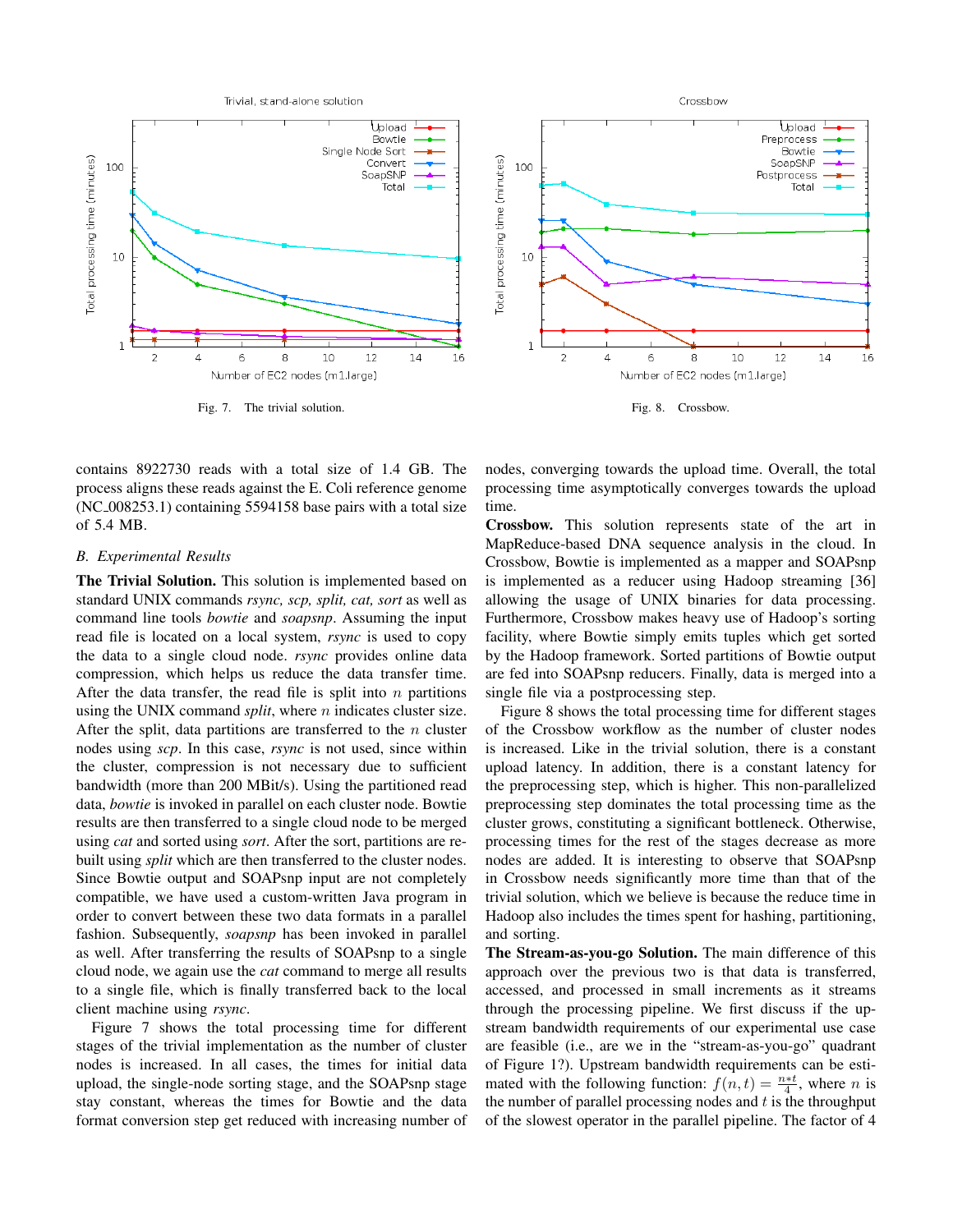Fig. 7. The trivial solution.

Fig. 8. Crossbow.

contains 8922730 reads with a total size of 1.4 GB. The process aligns these reads against the E. Coli reference genome (NC_008253.1) containing 5594158 base pairs with a total size of 5.4 MB.

### *B. Experimental Results*

**The Trivial Solution.** This solution is implemented based on standard UNIX commands *rsync, scp, split, cat, sort* as well as command line tools *bowtie* and *soapsnp*. Assuming the input read file is located on a local system, *rsync* is used to copy the data to a single cloud node. *rsync* provides online data compression, which helps us reduce the data transfer time. After the data transfer, the read file is split into $n$ partitions using the UNIX command *split*, where $n$ indicates cluster size. After the split, data partitions are transferred to the $n$ cluster nodes using *scp*. In this case, *rsync* is not used, since within the cluster, compression is not necessary due to sufficient bandwidth (more than 200 MBit/s). Using the partitioned read data, *bowtie* is invoked in parallel on each cluster node. Bowtie results are then transferred to a single cloud node to be merged using *cat* and sorted using *sort*. After the sort, partitions are re-built using *split* which are then transferred to the cluster nodes. Since Bowtie output and SOAPsnp input are not completely compatible, we have used a custom-written Java program in order to convert between these two data formats in a parallel fashion. Subsequently, *soapsnp* has been invoked in parallel as well. After transferring the results of SOAPsnp to a single cloud node, we again use the *cat* command to merge all results to a single file, which is finally transferred back to the local client machine using *rsync*.

Figure 7 shows the total processing time for different stages of the trivial implementation as the number of cluster nodes is increased. In all cases, the times for initial data upload, the single-node sorting stage, and the SOAPsnp stage stay constant, whereas the times for Bowtie and the data format conversion step get reduced with increasing number of nodes, converging towards the upload time. Overall, the total processing time asymptotically converges towards the upload time.

**Crossbow.** This solution represents state of the art in MapReduce-based DNA sequence analysis in the cloud. In Crossbow, Bowtie is implemented as a mapper and SOAPsnp is implemented as a reducer using Hadoop streaming [36] allowing the usage of UNIX binaries for data processing. Furthermore, Crossbow makes heavy use of Hadoop's sorting facility, where Bowtie simply emits tuples which get sorted by the Hadoop framework. Sorted partitions of Bowtie output are fed into SOAPsnp reducers. Finally, data is merged into a single file via a postprocessing step.

Figure 8 shows the total processing time for different stages of the Crossbow workflow as the number of cluster nodes is increased. Like in the trivial solution, there is a constant upload latency. In addition, there is a constant latency for the preprocessing step, which is higher. This non-parallelized preprocessing step dominates the total processing time as the cluster grows, constituting a significant bottleneck. Otherwise, processing times for the rest of the stages decrease as more nodes are added. It is interesting to observe that SOAPsnp in Crossbow needs significantly more time than that of the trivial solution, which we believe is because the reduce time in Hadoop also includes the times spent for hashing, partitioning, and sorting.

**The Stream-as-you-go Solution.** The main difference of this approach over the previous two is that data is transferred, accessed, and processed in small increments as it streams through the processing pipeline. We first discuss if the up-stream bandwidth requirements of our experimental use case are feasible (i.e., are we in the "stream-as-you-go" quadrant of Figure 1?). Upstream bandwidth requirements can be estimated with the following function: $f(n,t) = \frac{n*t}{4}$, where $n$ is the number of parallel processing nodes and $t$ is the throughput of the slowest operator in the parallel pipeline. The factor of 4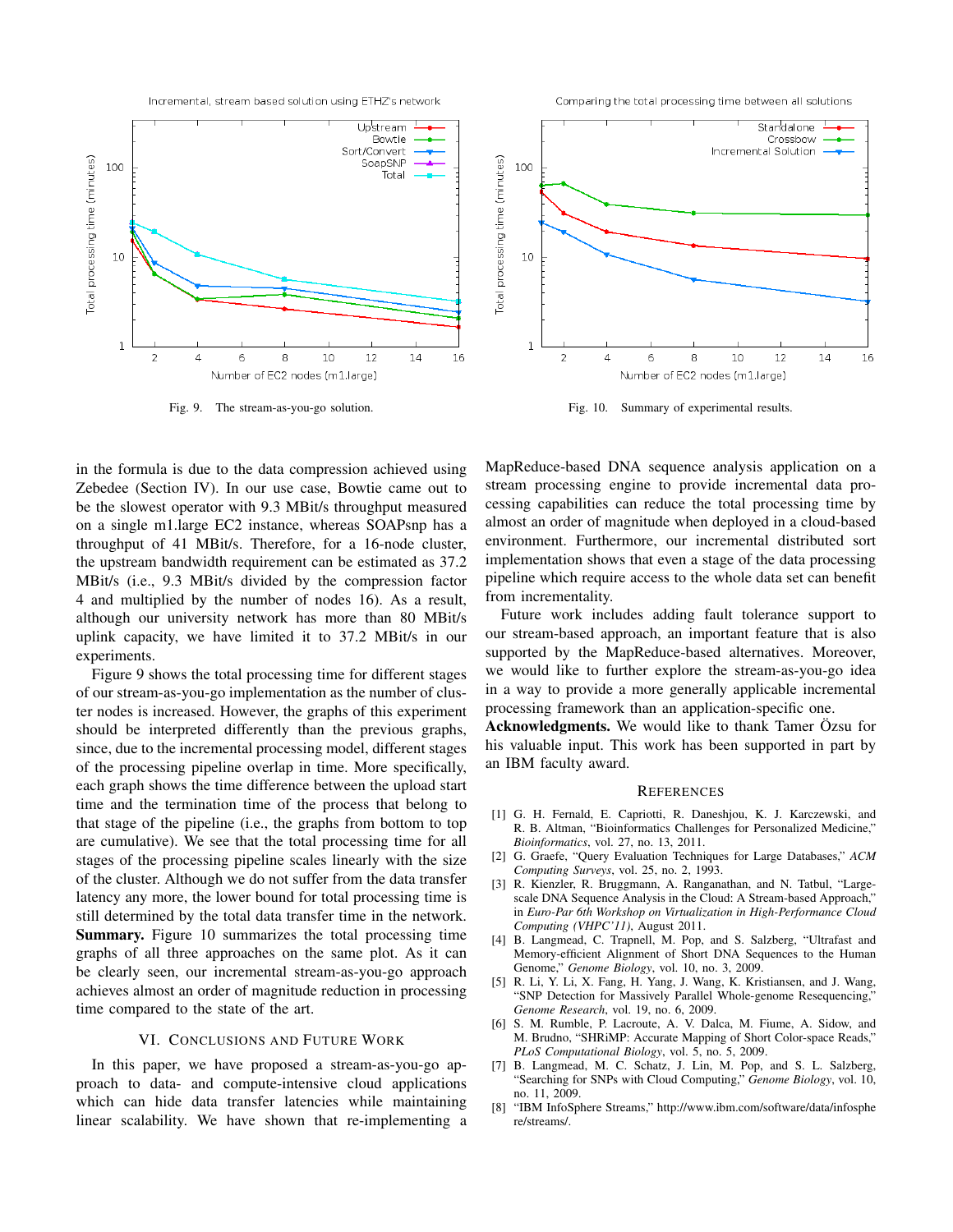Fig. 9. The stream-as-you-go solution.

Fig. 10. Summary of experimental results.

in the formula is due to the data compression achieved using Zebedee (Section IV). In our use case, Bowtie came out to be the slowest operator with 9.3 MBit/s throughput measured on a single m1.large EC2 instance, whereas SOAPsnp has a throughput of 41 MBit/s. Therefore, for a 16-node cluster, the upstream bandwidth requirement can be estimated as 37.2 MBit/s (i.e., 9.3 MBit/s divided by the compression factor 4 and multiplied by the number of nodes 16). As a result, although our university network has more than 80 MBit/s uplink capacity, we have limited it to 37.2 MBit/s in our experiments.

Figure 9 shows the total processing time for different stages of our stream-as-you-go implementation as the number of cluster nodes is increased. However, the graphs of this experiment should be interpreted differently than the previous graphs, since, due to the incremental processing model, different stages of the processing pipeline overlap in time. More specifically, each graph shows the time difference between the upload start time and the termination time of the process that belong to that stage of the pipeline (i.e., the graphs from bottom to top are cumulative). We see that the total processing time for all stages of the processing pipeline scales linearly with the size of the cluster. Although we do not suffer from the data transfer latency any more, the lower bound for total processing time is still determined by the total data transfer time in the network.

**Summary.** Figure 10 summarizes the total processing time graphs of all three approaches on the same plot. As it can be clearly seen, our incremental stream-as-you-go approach achieves almost an order of magnitude reduction in processing time compared to the state of the art.

## VI. Conclusions and Future Work

In this paper, we have proposed a stream-as-you-go approach to data- and compute-intensive cloud applications which can hide data transfer latencies while maintaining linear scalability. We have shown that re-implementing a MapReduce-based DNA sequence analysis application on a stream processing engine to provide incremental data processing capabilities can reduce the total processing time by almost an order of magnitude when deployed in a cloud-based environment. Furthermore, our incremental distributed sort implementation shows that even a stage of the data processing pipeline which require access to the whole data set can benefit from incrementality.

Future work includes adding fault tolerance support to our stream-based approach, an important feature that is also supported by the MapReduce-based alternatives. Moreover, we would like to further explore the stream-as-you-go idea in a way to provide a more generally applicable incremental processing framework than an application-specific one.

**Acknowledgments.** We would like to thank Tamer Özsu for his valuable input. This work has been supported in part by an IBM faculty award.

## References

[1] G. H. Fernald, E. Capriotti, R. Daneshjou, K. J. Karczewski, and R. B. Altman, "Bioinformatics Challenges for Personalized Medicine," *Bioinformatics*, vol. 27, no. 13, 2011.

[2] G. Graefe, "Query Evaluation Techniques for Large Databases," *ACM Computing Surveys*, vol. 25, no. 2, 1993.

[3] R. Kienzler, R. Bruggmann, A. Ranganathan, and N. Tatbul, "Large-scale DNA Sequence Analysis in the Cloud: A Stream-based Approach," in *Euro-Par 6th Workshop on Virtualization in High-Performance Cloud Computing (VHPC'11)*, August 2011.

[4] B. Langmead, C. Trapnell, M. Pop, and S. Salzberg, "Ultrafast and Memory-efficient Alignment of Short DNA Sequences to the Human Genome," *Genome Biology*, vol. 10, no. 3, 2009.

[5] R. Li, Y. Li, X. Fang, H. Yang, J. Wang, K. Kristiansen, and J. Wang, "SNP Detection for Massively Parallel Whole-genome Resequencing," *Genome Research*, vol. 19, no. 6, 2009.

[6] S. M. Rumble, P. Lacroute, A. V. Dalca, M. Fiume, A. Sidow, and M. Brudno, "SHRiMP: Accurate Mapping of Short Color-space Reads," *PLoS Computational Biology*, vol. 5, no. 5, 2009.

[7] B. Langmead, M. C. Schatz, J. Lin, M. Pop, and S. L. Salzberg, "Searching for SNPs with Cloud Computing," *Genome Biology*, vol. 10, no. 11, 2009.

[8] "IBM InfoSphere Streams," http://www.ibm.com/software/data/infosphere/streams/.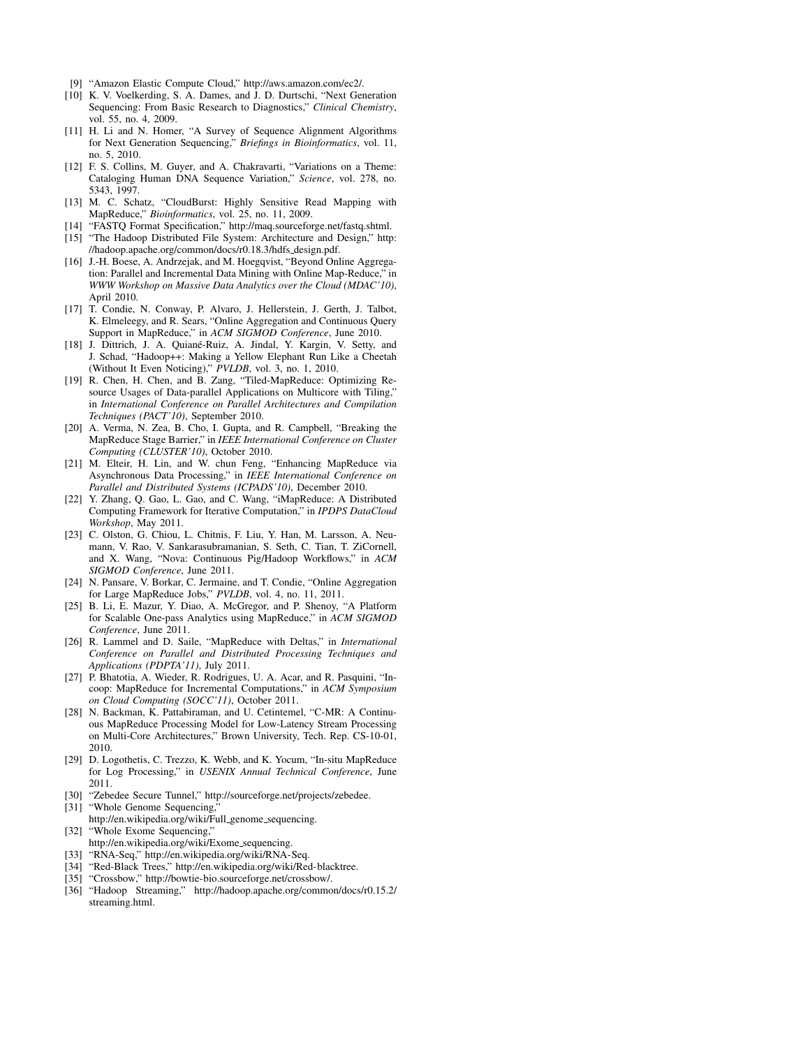[9] "Amazon Elastic Compute Cloud," http://aws.amazon.com/ec2/.

[10] K. V. Voelkerding, S. A. Dames, and J. D. Durtschi, "Next Generation Sequencing: From Basic Research to Diagnostics," *Clinical Chemistry*, vol. 55, no. 4, 2009.

[11] H. Li and N. Homer, "A Survey of Sequence Alignment Algorithms for Next Generation Sequencing," *Briefings in Bioinformatics*, vol. 11, no. 5, 2010.

[12] F. S. Collins, M. Guyer, and A. Chakravarti, "Variations on a Theme: Cataloging Human DNA Sequence Variation," *Science*, vol. 278, no. 5343, 1997.

[13] M. C. Schatz, "CloudBurst: Highly Sensitive Read Mapping with MapReduce," *Bioinformatics*, vol. 25, no. 11, 2009.

[14] "FASTQ Format Specification," http://maq.sourceforge.net/fastq.shtml.

[15] "The Hadoop Distributed File System: Architecture and Design," http://hadoop.apache.org/common/docs/r0.18.3/hdfs_design.pdf.

[16] J.-H. Boese, A. Andrzejak, and M. Hoegqvist, "Beyond Online Aggregation: Parallel and Incremental Data Mining with Online Map-Reduce," in *WWW Workshop on Massive Data Analytics over the Cloud (MDAC'10)*, April 2010.

[17] T. Condie, N. Conway, P. Alvaro, J. Hellerstein, J. Gerth, J. Talbot, K. Elmeleegy, and R. Sears, "Online Aggregation and Continuous Query Support in MapReduce," in *ACM SIGMOD Conference*, June 2010.

[18] J. Dittrich, J. A. Quiané-Ruiz, A. Jindal, Y. Kargin, V. Setty, and J. Schad, "Hadoop++: Making a Yellow Elephant Run Like a Cheetah (Without It Even Noticing)," *PVLDB*, vol. 3, no. 1, 2010.

[19] R. Chen, H. Chen, and B. Zang, "Tiled-MapReduce: Optimizing Resource Usages of Data-parallel Applications on Multicore with Tiling," in *International Conference on Parallel Architectures and Compilation Techniques (PACT'10)*, September 2010.

[20] A. Verma, N. Zea, B. Cho, I. Gupta, and R. Campbell, "Breaking the MapReduce Stage Barrier," in *IEEE International Conference on Cluster Computing (CLUSTER'10)*, October 2010.

[21] M. Elteir, H. Lin, and W. chun Feng, "Enhancing MapReduce via Asynchronous Data Processing," in *IEEE International Conference on Parallel and Distributed Systems (ICPADS'10)*, December 2010.

[22] Y. Zhang, Q. Gao, L. Gao, and C. Wang, "iMapReduce: A Distributed Computing Framework for Iterative Computation," in *IPDPS DataCloud Workshop*, May 2011.

[23] C. Olston, G. Chiou, L. Chitnis, F. Liu, Y. Han, M. Larsson, A. Neumann, V. Rao, V. Sankarasubramanian, S. Seth, C. Tian, T. ZiCornell, and X. Wang, "Nova: Continuous Pig/Hadoop Workflows," in *ACM SIGMOD Conference*, June 2011.

[24] N. Pansare, V. Borkar, C. Jermaine, and T. Condie, "Online Aggregation for Large MapReduce Jobs," *PVLDB*, vol. 4, no. 11, 2011.

[25] B. Li, E. Mazur, Y. Diao, A. McGregor, and P. Shenoy, "A Platform for Scalable One-pass Analytics using MapReduce," in *ACM SIGMOD Conference*, June 2011.

[26] R. Lammel and D. Saile, "MapReduce with Deltas," in *International Conference on Parallel and Distributed Processing Techniques and Applications (PDPTA'11)*, July 2011.

[27] P. Bhatotia, A. Wieder, R. Rodrigues, U. A. Acar, and R. Pasquini, "Incoop: MapReduce for Incremental Computations," in *ACM Symposium on Cloud Computing (SOCC'11)*, October 2011.

[28] N. Backman, K. Pattabiraman, and U. Cetintemel, "C-MR: A Continuous MapReduce Processing Model for Low-Latency Stream Processing on Multi-Core Architectures," Brown University, Tech. Rep. CS-10-01, 2010.

[29] D. Logothetis, C. Trezzo, K. Webb, and K. Yocum, "In-situ MapReduce for Log Processing," in *USENIX Annual Technical Conference*, June 2011.

[30] "Zebedee Secure Tunnel," http://sourceforge.net/projects/zebedee.

[31] "Whole Genome Sequencing," http://en.wikipedia.org/wiki/Full_genome_sequencing.

[32] "Whole Exome Sequencing," http://en.wikipedia.org/wiki/Exome_sequencing.

[33] "RNA-Seq," http://en.wikipedia.org/wiki/RNA-Seq.

[34] "Red-Black Trees," http://en.wikipedia.org/wiki/Red-blacktree.

[35] "Crossbow," http://bowtie-bio.sourceforge.net/crossbow/.

[36] "Hadoop Streaming," http://hadoop.apache.org/common/docs/r0.15.2/streaming.html.